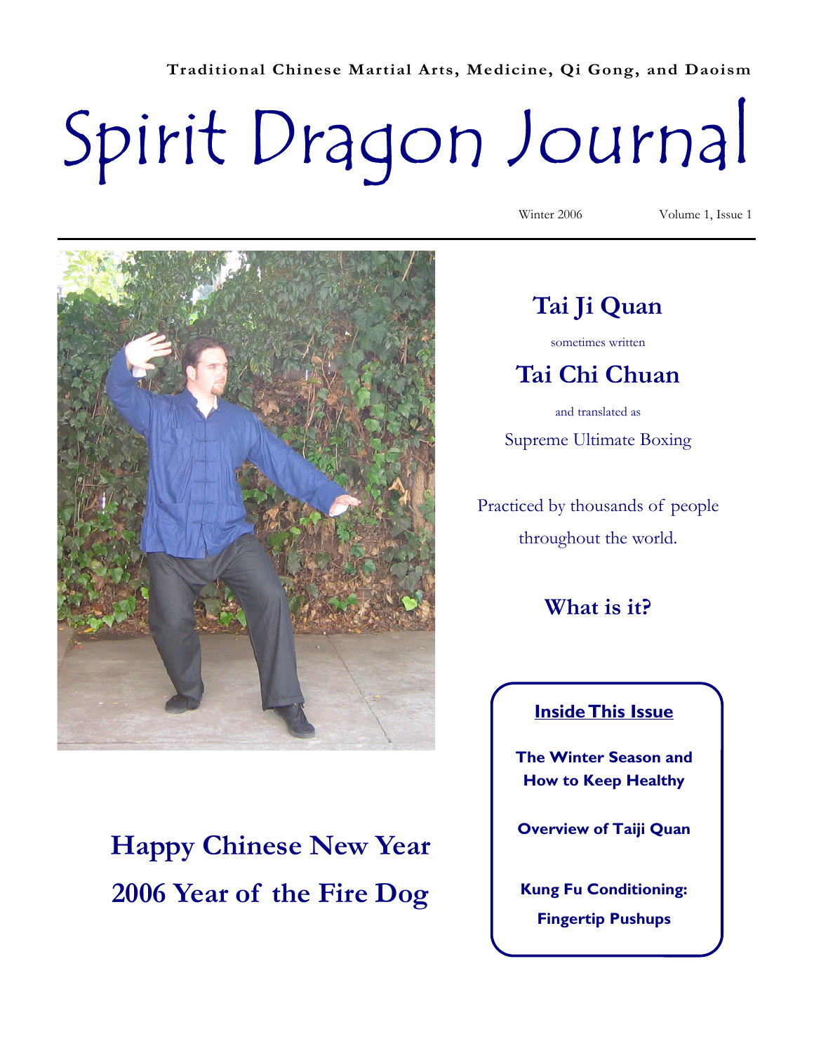**Traditional Chinese Martial Arts, Medicine, Qi Gong, and Daoism**

# Spirit Dragon Journal

Winter 2006 — Volume 1, Issue 1

## Tai Ji Quan

sometimes written

## Tai Chi Chuan

and translated as

Supreme Ultimate Boxing

Practiced by thousands of people throughout the world.

### What is it?

## Happy Chinese New Year
## 2006 Year of the Fire Dog

**Inside This Issue**

- **The Winter Season and How to Keep Healthy**
- **Overview of Taiji Quan**
- **Kung Fu Conditioning: Fingertip Pushups**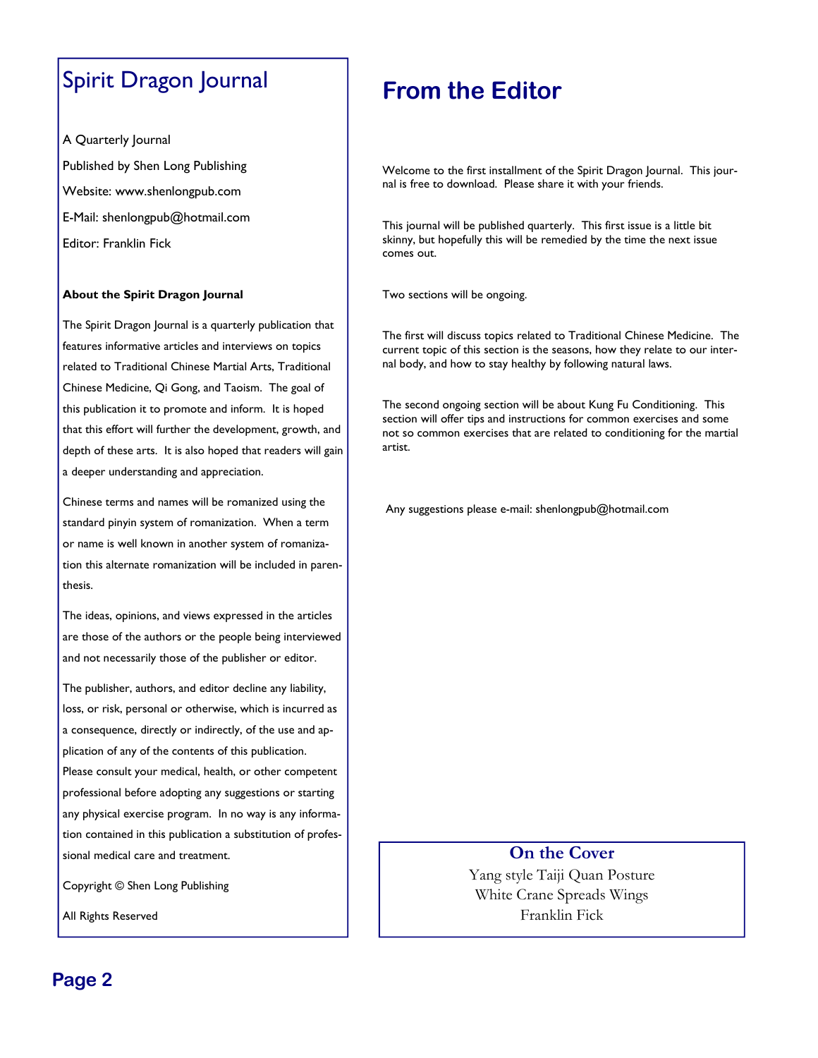# Spirit Dragon Journal

A Quarterly Journal

Published by Shen Long Publishing

Website: www.shenlongpub.com

E-Mail: shenlongpub@hotmail.com

Editor: Franklin Fick

**About the Spirit Dragon Journal**

The Spirit Dragon Journal is a quarterly publication that features informative articles and interviews on topics related to Traditional Chinese Martial Arts, Traditional Chinese Medicine, Qi Gong, and Taoism. The goal of this publication it to promote and inform. It is hoped that this effort will further the development, growth, and depth of these arts. It is also hoped that readers will gain a deeper understanding and appreciation.

Chinese terms and names will be romanized using the standard pinyin system of romanization. When a term or name is well known in another system of romanization this alternate romanization will be included in parenthesis.

The ideas, opinions, and views expressed in the articles are those of the authors or the people being interviewed and not necessarily those of the publisher or editor.

The publisher, authors, and editor decline any liability, loss, or risk, personal or otherwise, which is incurred as a consequence, directly or indirectly, of the use and application of any of the contents of this publication. Please consult your medical, health, or other competent professional before adopting any suggestions or starting any physical exercise program. In no way is any information contained in this publication a substitution of professional medical care and treatment.

Copyright © Shen Long Publishing

All Rights Reserved

# From the Editor

Welcome to the first installment of the Spirit Dragon Journal. This journal is free to download. Please share it with your friends.

This journal will be published quarterly. This first issue is a little bit skinny, but hopefully this will be remedied by the time the next issue comes out.

Two sections will be ongoing.

The first will discuss topics related to Traditional Chinese Medicine. The current topic of this section is the seasons, how they relate to our internal body, and how to stay healthy by following natural laws.

The second ongoing section will be about Kung Fu Conditioning. This section will offer tips and instructions for common exercises and some not so common exercises that are related to conditioning for the martial artist.

Any suggestions please e-mail: shenlongpub@hotmail.com

**On the Cover**

Yang style Taiji Quan Posture
White Crane Spreads Wings
Franklin Fick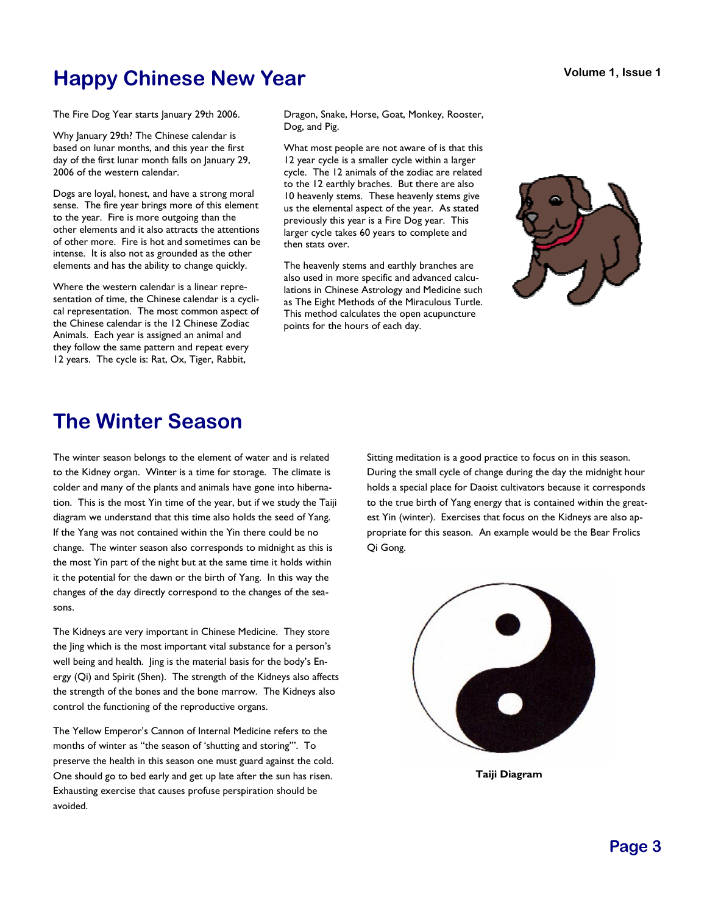# Happy Chinese New Year

The Fire Dog Year starts January 29th 2006.

Why January 29th? The Chinese calendar is based on lunar months, and this year the first day of the first lunar month falls on January 29, 2006 of the western calendar.

Dogs are loyal, honest, and have a strong moral sense. The fire year brings more of this element to the year. Fire is more outgoing than the other elements and it also attracts the attentions of other more. Fire is hot and sometimes can be intense. It is also not as grounded as the other elements and has the ability to change quickly.

Where the western calendar is a linear representation of time, the Chinese calendar is a cyclical representation. The most common aspect of the Chinese calendar is the 12 Chinese Zodiac Animals. Each year is assigned an animal and they follow the same pattern and repeat every 12 years. The cycle is: Rat, Ox, Tiger, Rabbit, Dragon, Snake, Horse, Goat, Monkey, Rooster, Dog, and Pig.

What most people are not aware of is that this 12 year cycle is a smaller cycle within a larger cycle. The 12 animals of the zodiac are related to the 12 earthly braches. But there are also 10 heavenly stems. These heavenly stems give us the elemental aspect of the year. As stated previously this year is a Fire Dog year. This larger cycle takes 60 years to complete and then stats over.

The heavenly stems and earthly branches are also used in more specific and advanced calculations in Chinese Astrology and Medicine such as The Eight Methods of the Miraculous Turtle. This method calculates the open acupuncture points for the hours of each day.

# The Winter Season

The winter season belongs to the element of water and is related to the Kidney organ. Winter is a time for storage. The climate is colder and many of the plants and animals have gone into hibernation. This is the most Yin time of the year, but if we study the Taiji diagram we understand that this time also holds the seed of Yang. If the Yang was not contained within the Yin there could be no change. The winter season also corresponds to midnight as this is the most Yin part of the night but at the same time it holds within it the potential for the dawn or the birth of Yang. In this way the changes of the day directly correspond to the changes of the seasons.

The Kidneys are very important in Chinese Medicine. They store the Jing which is the most important vital substance for a person's well being and health. Jing is the material basis for the body's Energy (Qi) and Spirit (Shen). The strength of the Kidneys also affects the strength of the bones and the bone marrow. The Kidneys also control the functioning of the reproductive organs.

The Yellow Emperor's Cannon of Internal Medicine refers to the months of winter as "the season of 'shutting and storing'". To preserve the health in this season one must guard against the cold. One should go to bed early and get up late after the sun has risen. Exhausting exercise that causes profuse perspiration should be avoided.

Sitting meditation is a good practice to focus on in this season. During the small cycle of change during the day the midnight hour holds a special place for Daoist cultivators because it corresponds to the true birth of Yang energy that is contained within the greatest Yin (winter). Exercises that focus on the Kidneys are also appropriate for this season. An example would be the Bear Frolics Qi Gong.

**Taiji Diagram**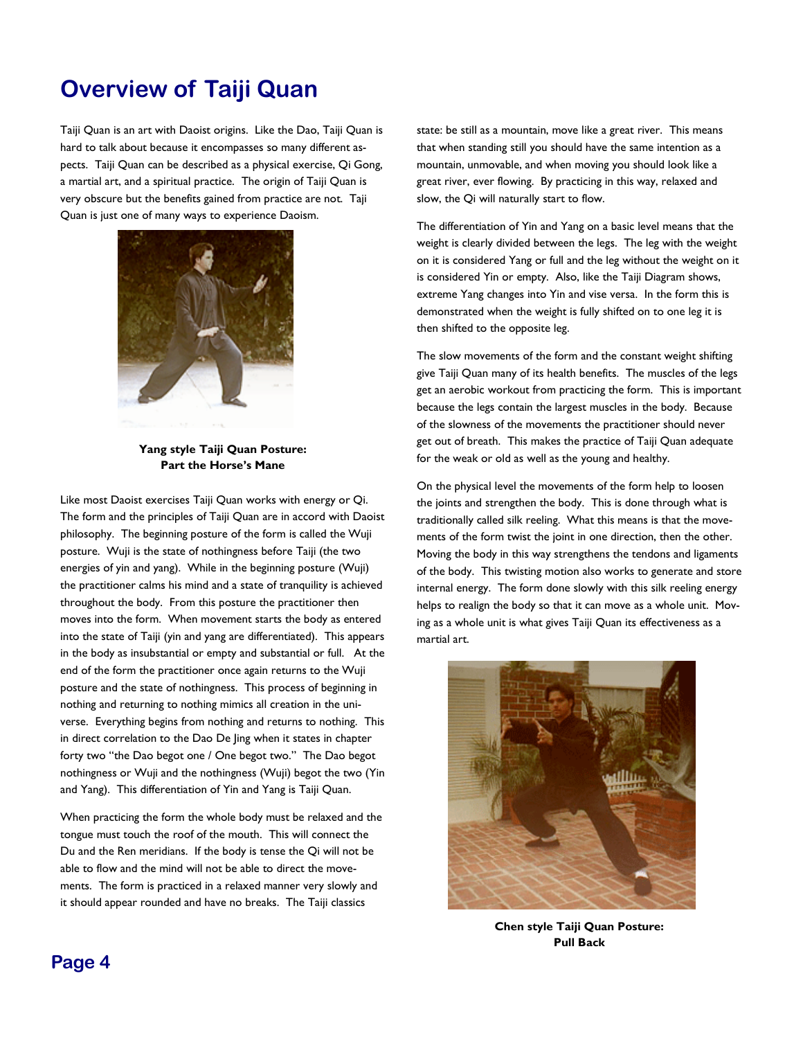# Overview of Taiji Quan

Taiji Quan is an art with Daoist origins. Like the Dao, Taiji Quan is hard to talk about because it encompasses so many different aspects. Taiji Quan can be described as a physical exercise, Qi Gong, a martial art, and a spiritual practice. The origin of Taiji Quan is very obscure but the benefits gained from practice are not. Taji Quan is just one of many ways to experience Daoism.

**Yang style Taiji Quan Posture: Part the Horse's Mane**

Like most Daoist exercises Taiji Quan works with energy or Qi. The form and the principles of Taiji Quan are in accord with Daoist philosophy. The beginning posture of the form is called the Wuji posture. Wuji is the state of nothingness before Taiji (the two energies of yin and yang). While in the beginning posture (Wuji) the practitioner calms his mind and a state of tranquility is achieved throughout the body. From this posture the practitioner then moves into the form. When movement starts the body as entered into the state of Taiji (yin and yang are differentiated). This appears in the body as insubstantial or empty and substantial or full. At the end of the form the practitioner once again returns to the Wuji posture and the state of nothingness. This process of beginning in nothing and returning to nothing mimics all creation in the universe. Everything begins from nothing and returns to nothing. This in direct correlation to the Dao De Jing when it states in chapter forty two "the Dao begot one / One begot two." The Dao begot nothingness or Wuji and the nothingness (Wuji) begot the two (Yin and Yang). This differentiation of Yin and Yang is Taiji Quan.

When practicing the form the whole body must be relaxed and the tongue must touch the roof of the mouth. This will connect the Du and the Ren meridians. If the body is tense the Qi will not be able to flow and the mind will not be able to direct the movements. The form is practiced in a relaxed manner very slowly and it should appear rounded and have no breaks. The Taiji classics state: be still as a mountain, move like a great river. This means that when standing still you should have the same intention as a mountain, unmovable, and when moving you should look like a great river, ever flowing. By practicing in this way, relaxed and slow, the Qi will naturally start to flow.

The differentiation of Yin and Yang on a basic level means that the weight is clearly divided between the legs. The leg with the weight on it is considered Yang or full and the leg without the weight on it is considered Yin or empty. Also, like the Taiji Diagram shows, extreme Yang changes into Yin and vise versa. In the form this is demonstrated when the weight is fully shifted on to one leg it is then shifted to the opposite leg.

The slow movements of the form and the constant weight shifting give Taiji Quan many of its health benefits. The muscles of the legs get an aerobic workout from practicing the form. This is important because the legs contain the largest muscles in the body. Because of the slowness of the movements the practitioner should never get out of breath. This makes the practice of Taiji Quan adequate for the weak or old as well as the young and healthy.

On the physical level the movements of the form help to loosen the joints and strengthen the body. This is done through what is traditionally called silk reeling. What this means is that the movements of the form twist the joint in one direction, then the other. Moving the body in this way strengthens the tendons and ligaments of the body. This twisting motion also works to generate and store internal energy. The form done slowly with this silk reeling energy helps to realign the body so that it can move as a whole unit. Moving as a whole unit is what gives Taiji Quan its effectiveness as a martial art.

**Chen style Taiji Quan Posture: Pull Back**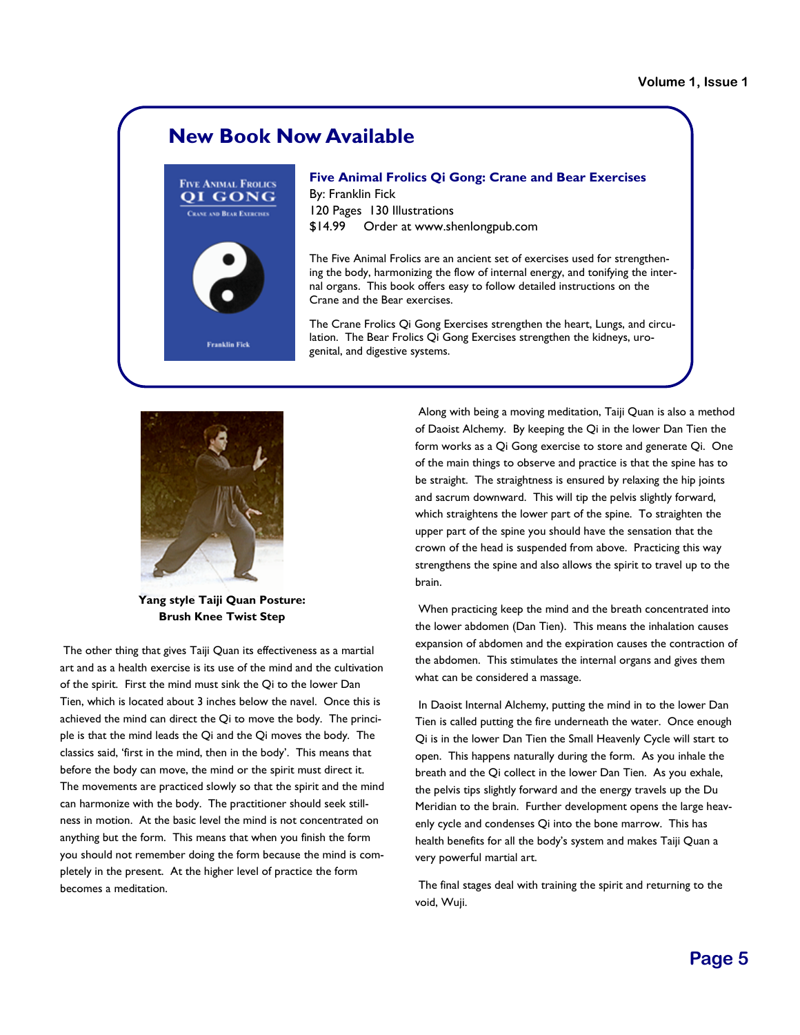## New Book Now Available

**Five Animal Frolics Qi Gong: Crane and Bear Exercises**
By: Franklin Fick
120 Pages 130 Illustrations
$14.99 Order at www.shenlongpub.com

The Five Animal Frolics are an ancient set of exercises used for strengthening the body, harmonizing the flow of internal energy, and tonifying the internal organs. This book offers easy to follow detailed instructions on the Crane and the Bear exercises.

The Crane Frolics Qi Gong Exercises strengthen the heart, Lungs, and circulation. The Bear Frolics Qi Gong Exercises strengthen the kidneys, urogenital, and digestive systems.

**Yang style Taiji Quan Posture: Brush Knee Twist Step**

The other thing that gives Taiji Quan its effectiveness as a martial art and as a health exercise is its use of the mind and the cultivation of the spirit. First the mind must sink the Qi to the lower Dan Tien, which is located about 3 inches below the navel. Once this is achieved the mind can direct the Qi to move the body. The principle is that the mind leads the Qi and the Qi moves the body. The classics said, 'first in the mind, then in the body'. This means that before the body can move, the mind or the spirit must direct it. The movements are practiced slowly so that the spirit and the mind can harmonize with the body. The practitioner should seek stillness in motion. At the basic level the mind is not concentrated on anything but the form. This means that when you finish the form you should not remember doing the form because the mind is completely in the present. At the higher level of practice the form becomes a meditation.

Along with being a moving meditation, Taiji Quan is also a method of Daoist Alchemy. By keeping the Qi in the lower Dan Tien the form works as a Qi Gong exercise to store and generate Qi. One of the main things to observe and practice is that the spine has to be straight. The straightness is ensured by relaxing the hip joints and sacrum downward. This will tip the pelvis slightly forward, which straightens the lower part of the spine. To straighten the upper part of the spine you should have the sensation that the crown of the head is suspended from above. Practicing this way strengthens the spine and also allows the spirit to travel up to the brain.

When practicing keep the mind and the breath concentrated into the lower abdomen (Dan Tien). This means the inhalation causes expansion of abdomen and the expiration causes the contraction of the abdomen. This stimulates the internal organs and gives them what can be considered a massage.

In Daoist Internal Alchemy, putting the mind in to the lower Dan Tien is called putting the fire underneath the water. Once enough Qi is in the lower Dan Tien the Small Heavenly Cycle will start to open. This happens naturally during the form. As you inhale the breath and the Qi collect in the lower Dan Tien. As you exhale, the pelvis tips slightly forward and the energy travels up the Du Meridian to the brain. Further development opens the large heavenly cycle and condenses Qi into the bone marrow. This has health benefits for all the body's system and makes Taiji Quan a very powerful martial art.

The final stages deal with training the spirit and returning to the void, Wuji.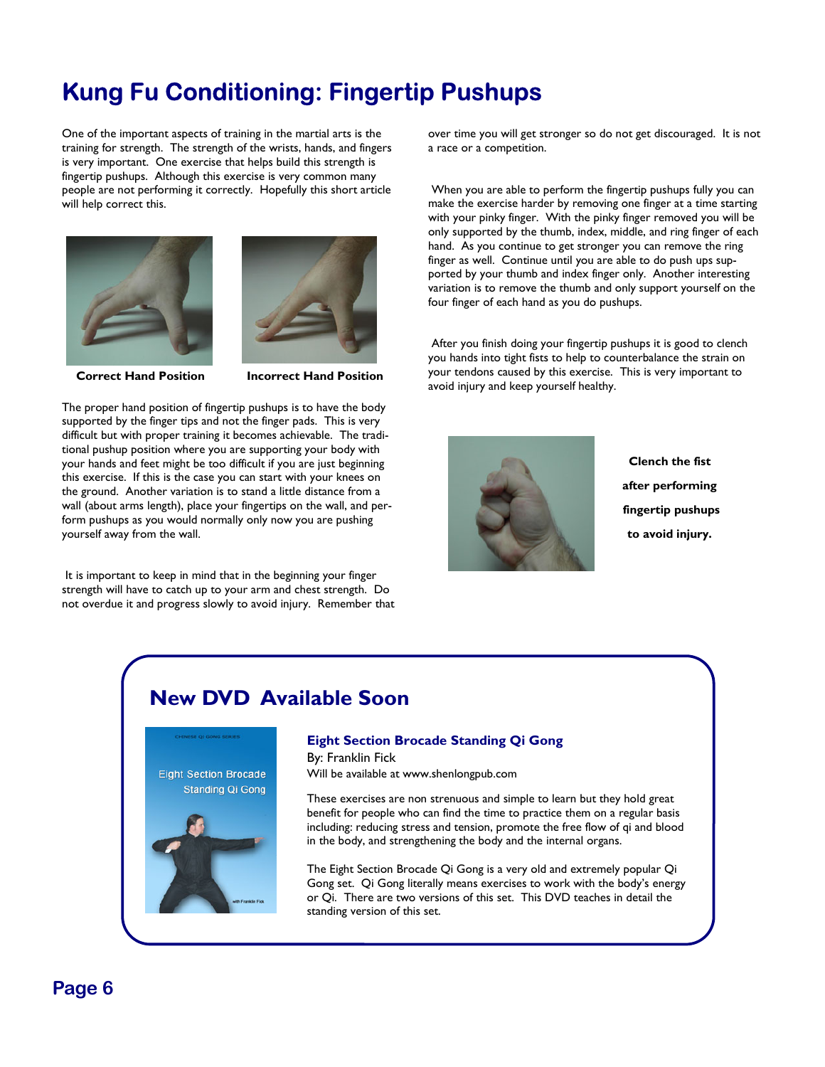# Kung Fu Conditioning: Fingertip Pushups

One of the important aspects of training in the martial arts is the training for strength. The strength of the wrists, hands, and fingers is very important. One exercise that helps build this strength is fingertip pushups. Although this exercise is very common many people are not performing it correctly. Hopefully this short article will help correct this.

**Correct Hand Position**

**Incorrect Hand Position**

The proper hand position of fingertip pushups is to have the body supported by the finger tips and not the finger pads. This is very difficult but with proper training it becomes achievable. The traditional pushup position where you are supporting your body with your hands and feet might be too difficult if you are just beginning this exercise. If this is the case you can start with your knees on the ground. Another variation is to stand a little distance from a wall (about arms length), place your fingertips on the wall, and perform pushups as you would normally only now you are pushing yourself away from the wall.

It is important to keep in mind that in the beginning your finger strength will have to catch up to your arm and chest strength. Do not overdue it and progress slowly to avoid injury. Remember that over time you will get stronger so do not get discouraged. It is not a race or a competition.

When you are able to perform the fingertip pushups fully you can make the exercise harder by removing one finger at a time starting with your pinky finger. With the pinky finger removed you will be only supported by the thumb, index, middle, and ring finger of each hand. As you continue to get stronger you can remove the ring finger as well. Continue until you are able to do push ups supported by your thumb and index finger only. Another interesting variation is to remove the thumb and only support yourself on the four finger of each hand as you do pushups.

After you finish doing your fingertip pushups it is good to clench you hands into tight fists to help to counterbalance the strain on your tendons caused by this exercise. This is very important to avoid injury and keep yourself healthy.

**Clench the fist after performing fingertip pushups to avoid injury.**

## New DVD Available Soon

### Eight Section Brocade Standing Qi Gong

By: Franklin Fick

Will be available at www.shenlongpub.com

These exercises are non strenuous and simple to learn but they hold great benefit for people who can find the time to practice them on a regular basis including: reducing stress and tension, promote the free flow of qi and blood in the body, and strengthening the body and the internal organs.

The Eight Section Brocade Qi Gong is a very old and extremely popular Qi Gong set. Qi Gong literally means exercises to work with the body's energy or Qi. There are two versions of this set. This DVD teaches in detail the standing version of this set.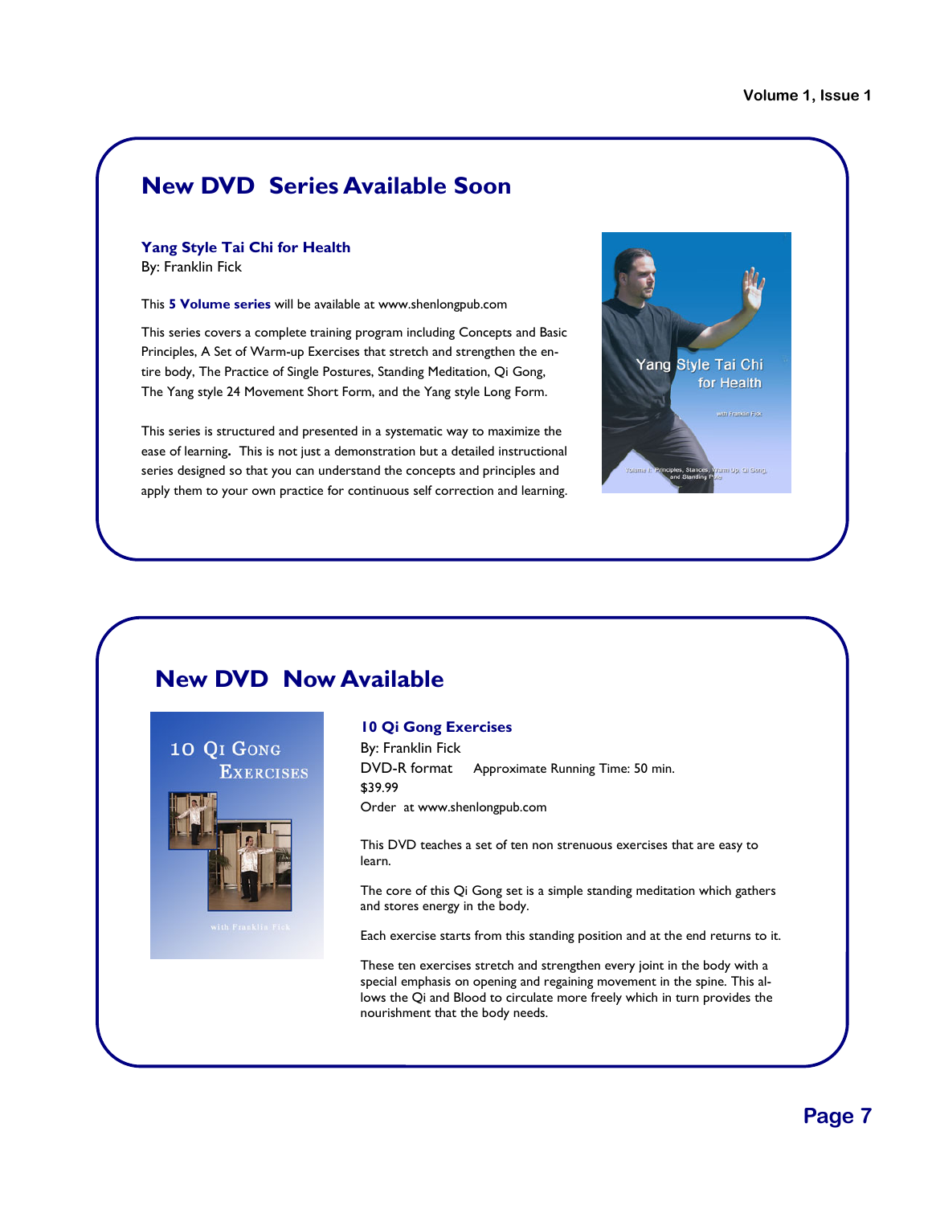## New DVD Series Available Soon

**Yang Style Tai Chi for Health**
By: Franklin Fick

This **5 Volume series** will be available at www.shenlongpub.com

This series covers a complete training program including Concepts and Basic Principles, A Set of Warm-up Exercises that stretch and strengthen the entire body, The Practice of Single Postures, Standing Meditation, Qi Gong, The Yang style 24 Movement Short Form, and the Yang style Long Form.

This series is structured and presented in a systematic way to maximize the ease of learning**.** This is not just a demonstration but a detailed instructional series designed so that you can understand the concepts and principles and apply them to your own practice for continuous self correction and learning.

## New DVD Now Available

**10 Qi Gong Exercises**
By: Franklin Fick
DVD-R format Approximate Running Time: 50 min.
$39.99
Order at www.shenlongpub.com

This DVD teaches a set of ten non strenuous exercises that are easy to learn.

The core of this Qi Gong set is a simple standing meditation which gathers and stores energy in the body.

Each exercise starts from this standing position and at the end returns to it.

These ten exercises stretch and strengthen every joint in the body with a special emphasis on opening and regaining movement in the spine. This allows the Qi and Blood to circulate more freely which in turn provides the nourishment that the body needs.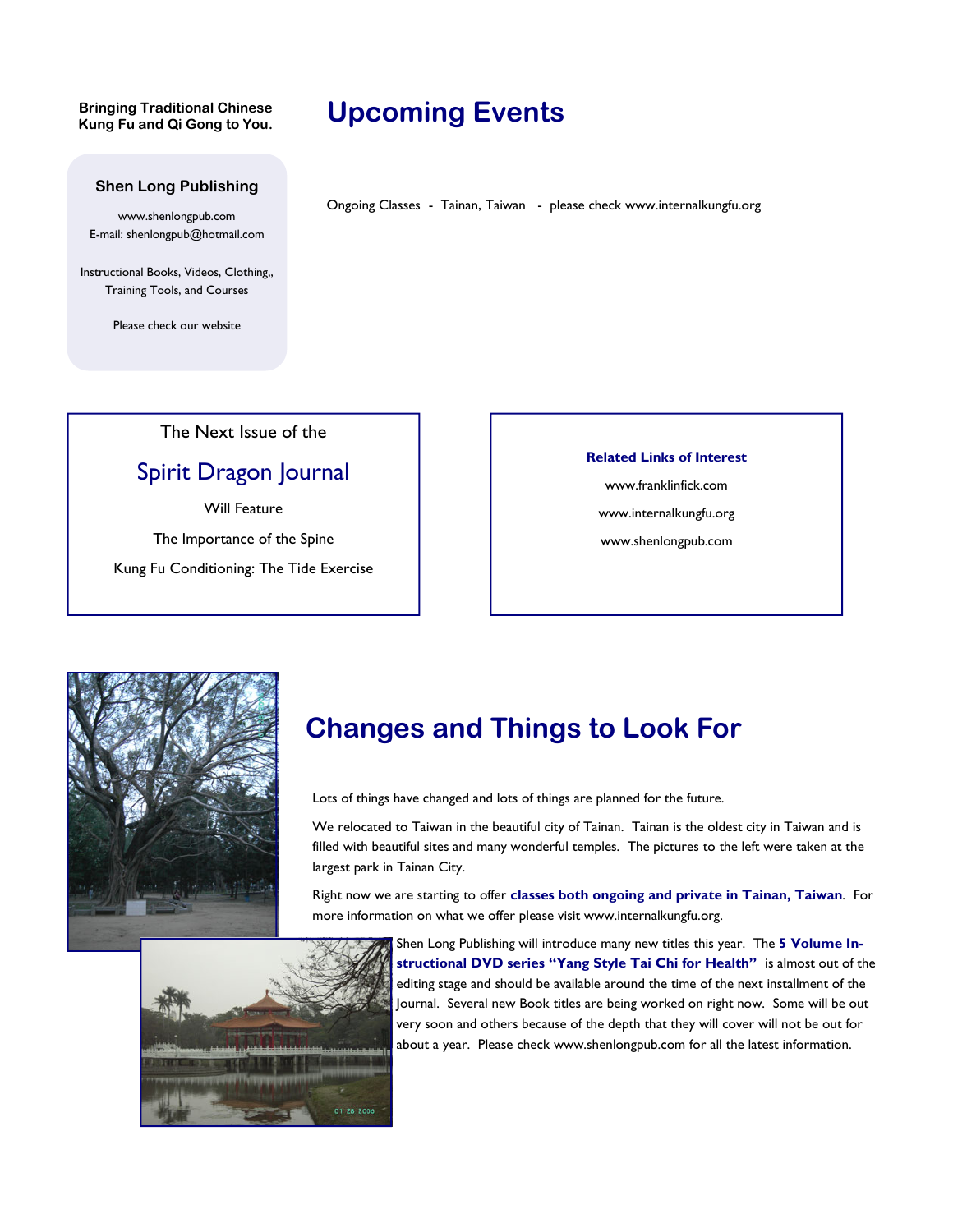**Bringing Traditional Chinese Kung Fu and Qi Gong to You.**

**Shen Long Publishing**

www.shenlongpub.com
E-mail: shenlongpub@hotmail.com

Instructional Books, Videos, Clothing,, Training Tools, and Courses

Please check our website

# Upcoming Events

Ongoing Classes - Tainan, Taiwan - please check www.internalkungfu.org

The Next Issue of the

## Spirit Dragon Journal

Will Feature

The Importance of the Spine

Kung Fu Conditioning: The Tide Exercise

**Related Links of Interest**

www.franklinfick.com

www.internalkungfu.org

www.shenlongpub.com

# Changes and Things to Look For

Lots of things have changed and lots of things are planned for the future.

We relocated to Taiwan in the beautiful city of Tainan. Tainan is the oldest city in Taiwan and is filled with beautiful sites and many wonderful temples. The pictures to the left were taken at the largest park in Tainan City.

Right now we are starting to offer **classes both ongoing and private in Tainan, Taiwan**. For more information on what we offer please visit www.internalkungfu.org.

Shen Long Publishing will introduce many new titles this year. The **5 Volume Instructional DVD series "Yang Style Tai Chi for Health"** is almost out of the editing stage and should be available around the time of the next installment of the Journal. Several new Book titles are being worked on right now. Some will be out very soon and others because of the depth that they will cover will not be out for about a year. Please check www.shenlongpub.com for all the latest information.